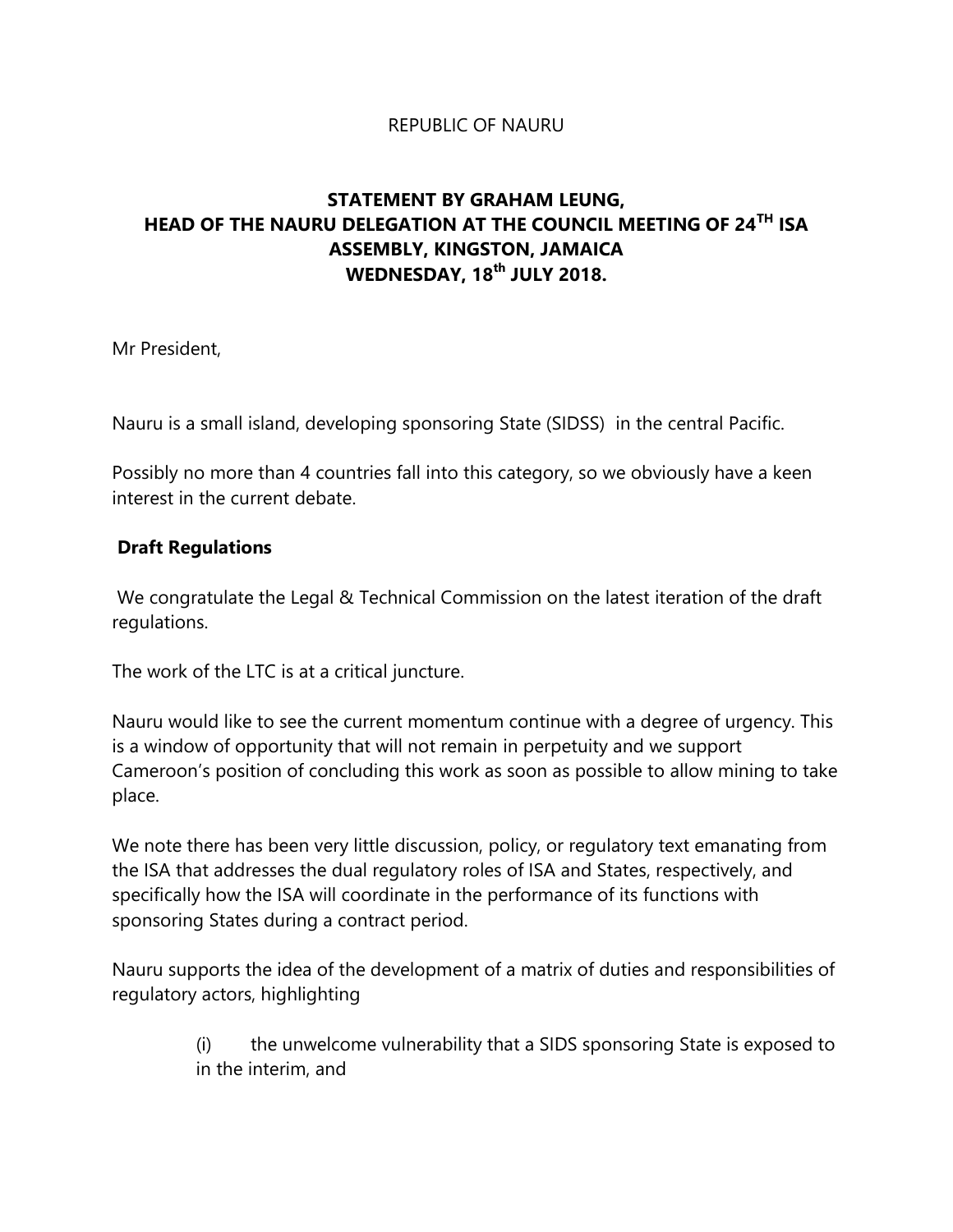REPUBLIC OF NAURU

# STATEMENT BY GRAHAM LEUNG, HEAD OF THE NAURU DELEGATION AT THE COUNCIL MEETING OF 24TH ISA ASSEMBLY, KINGSTON, JAMAICA WEDNESDAY, 18th JULY 2018.

Mr President,

Nauru is a small island, developing sponsoring State (SIDSS) in the central Pacific.

Possibly no more than 4 countries fall into this category, so we obviously have a keen interest in the current debate.

## Draft Regulations

We congratulate the Legal & Technical Commission on the latest iteration of the draft regulations.

The work of the LTC is at a critical juncture.

Nauru would like to see the current momentum continue with a degree of urgency. This is a window of opportunity that will not remain in perpetuity and we support Cameroon's position of concluding this work as soon as possible to allow mining to take place.

We note there has been very little discussion, policy, or regulatory text emanating from the ISA that addresses the dual regulatory roles of ISA and States, respectively, and specifically how the ISA will coordinate in the performance of its functions with sponsoring States during a contract period.

Nauru supports the idea of the development of a matrix of duties and responsibilities of regulatory actors, highlighting

(i) the unwelcome vulnerability that a SIDS sponsoring State is exposed to in the interim, and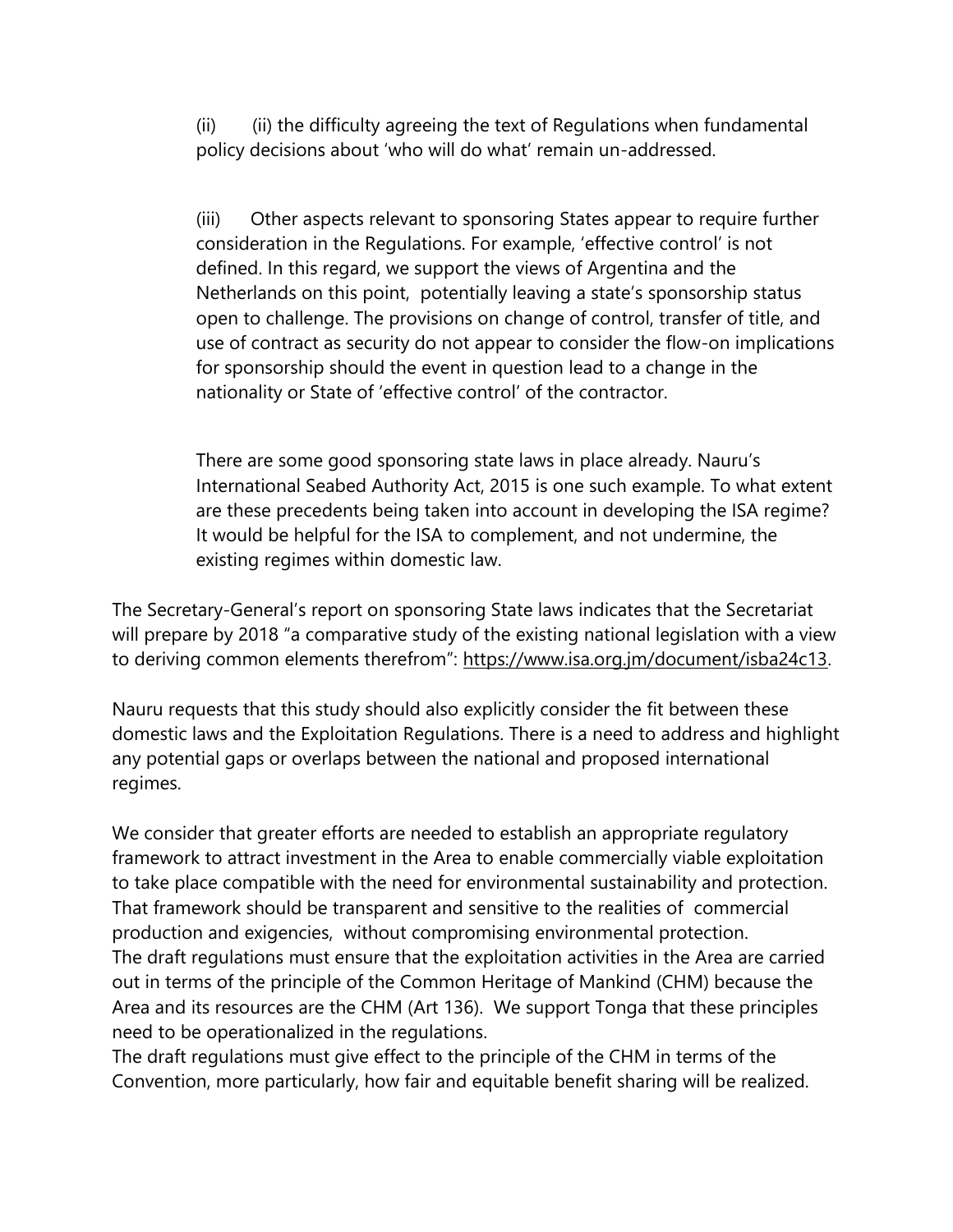(ii) (ii) the difficulty agreeing the text of Regulations when fundamental policy decisions about 'who will do what' remain un-addressed.

(iii) Other aspects relevant to sponsoring States appear to require further consideration in the Regulations. For example, 'effective control' is not defined. In this regard, we support the views of Argentina and the Netherlands on this point, potentially leaving a state's sponsorship status open to challenge. The provisions on change of control, transfer of title, and use of contract as security do not appear to consider the flow-on implications for sponsorship should the event in question lead to a change in the nationality or State of 'effective control' of the contractor.

There are some good sponsoring state laws in place already. Nauru's International Seabed Authority Act, 2015 is one such example. To what extent are these precedents being taken into account in developing the ISA regime? It would be helpful for the ISA to complement, and not undermine, the existing regimes within domestic law.

The Secretary-General's report on sponsoring State laws indicates that the Secretariat will prepare by 2018 "a comparative study of the existing national legislation with a view to deriving common elements therefrom": https://www.isa.org.jm/document/isba24c13.

Nauru requests that this study should also explicitly consider the fit between these domestic laws and the Exploitation Regulations. There is a need to address and highlight any potential gaps or overlaps between the national and proposed international regimes.

We consider that greater efforts are needed to establish an appropriate regulatory framework to attract investment in the Area to enable commercially viable exploitation to take place compatible with the need for environmental sustainability and protection. That framework should be transparent and sensitive to the realities of commercial production and exigencies, without compromising environmental protection.
The draft regulations must ensure that the exploitation activities in the Area are carried out in terms of the principle of the Common Heritage of Mankind (CHM) because the Area and its resources are the CHM (Art 136). We support Tonga that these principles need to be operationalized in the regulations.
The draft regulations must give effect to the principle of the CHM in terms of the Convention, more particularly, how fair and equitable benefit sharing will be realized.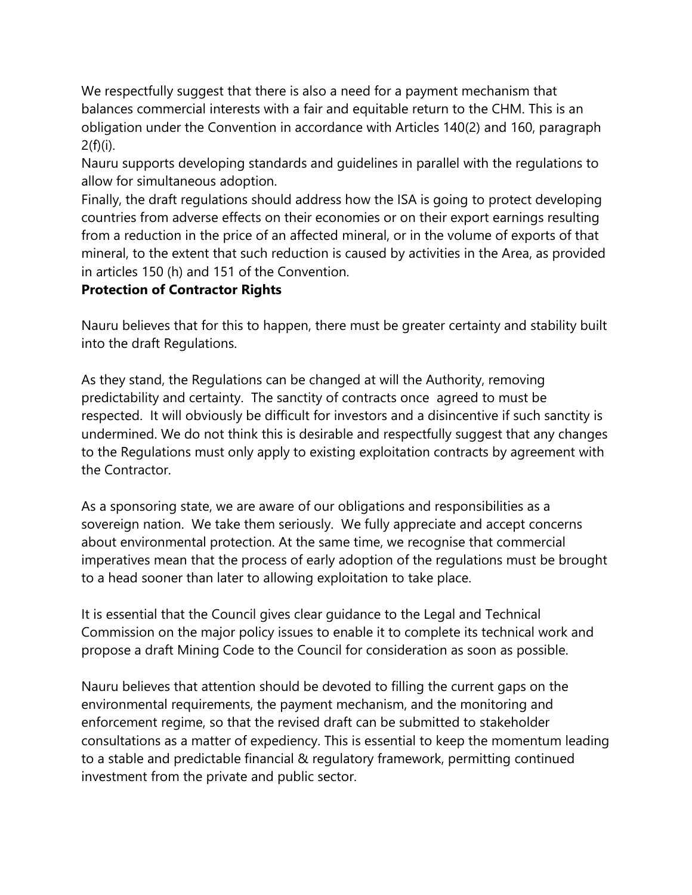We respectfully suggest that there is also a need for a payment mechanism that balances commercial interests with a fair and equitable return to the CHM. This is an obligation under the Convention in accordance with Articles 140(2) and 160, paragraph 2(f)(i).

Nauru supports developing standards and guidelines in parallel with the regulations to allow for simultaneous adoption.

Finally, the draft regulations should address how the ISA is going to protect developing countries from adverse effects on their economies or on their export earnings resulting from a reduction in the price of an affected mineral, or in the volume of exports of that mineral, to the extent that such reduction is caused by activities in the Area, as provided in articles 150 (h) and 151 of the Convention.

**Protection of Contractor Rights**

Nauru believes that for this to happen, there must be greater certainty and stability built into the draft Regulations.

As they stand, the Regulations can be changed at will the Authority, removing predictability and certainty. The sanctity of contracts once agreed to must be respected. It will obviously be difficult for investors and a disincentive if such sanctity is undermined. We do not think this is desirable and respectfully suggest that any changes to the Regulations must only apply to existing exploitation contracts by agreement with the Contractor.

As a sponsoring state, we are aware of our obligations and responsibilities as a sovereign nation. We take them seriously. We fully appreciate and accept concerns about environmental protection. At the same time, we recognise that commercial imperatives mean that the process of early adoption of the regulations must be brought to a head sooner than later to allowing exploitation to take place.

It is essential that the Council gives clear guidance to the Legal and Technical Commission on the major policy issues to enable it to complete its technical work and propose a draft Mining Code to the Council for consideration as soon as possible.

Nauru believes that attention should be devoted to filling the current gaps on the environmental requirements, the payment mechanism, and the monitoring and enforcement regime, so that the revised draft can be submitted to stakeholder consultations as a matter of expediency. This is essential to keep the momentum leading to a stable and predictable financial & regulatory framework, permitting continued investment from the private and public sector.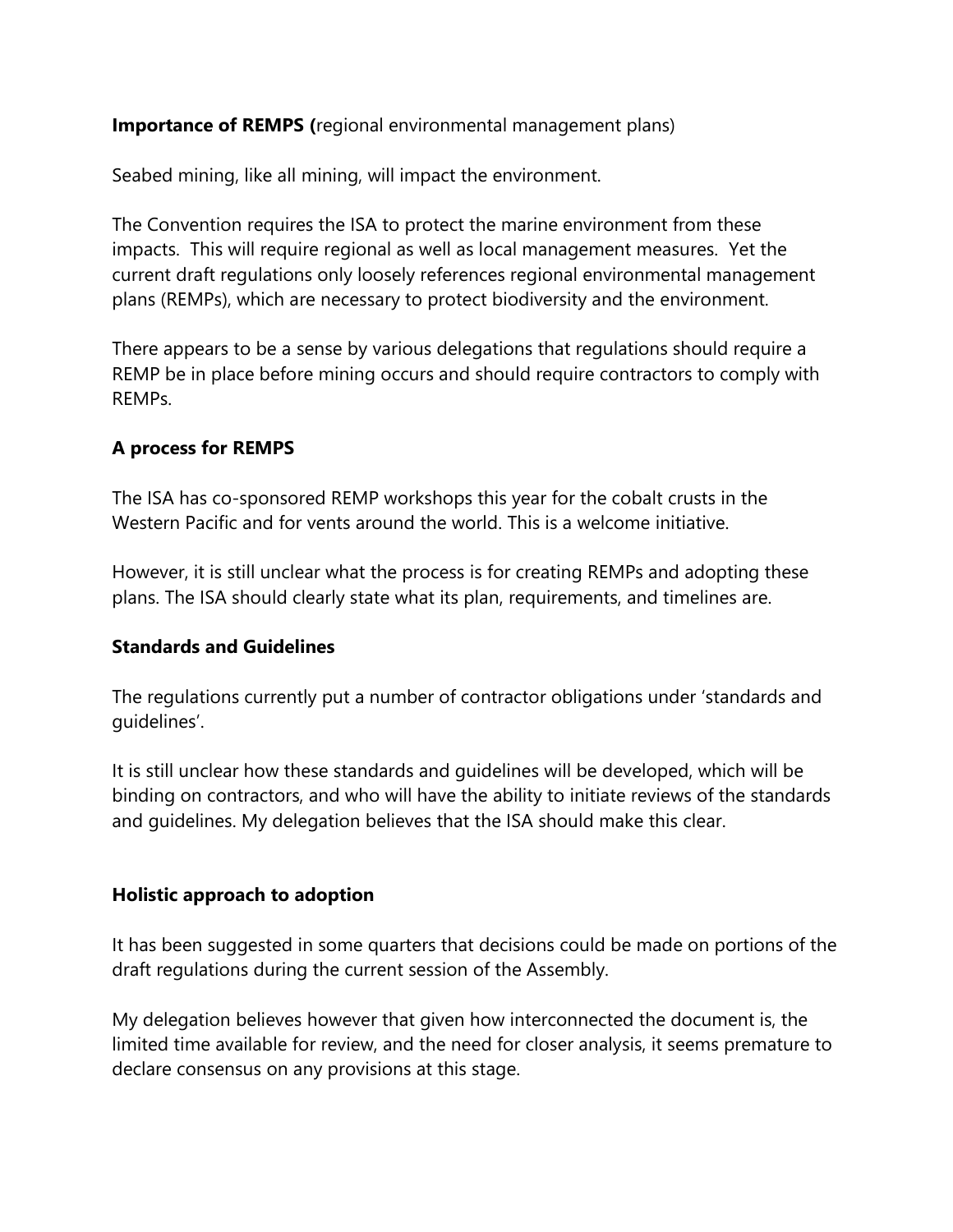**Importance of REMPS (**regional environmental management plans)

Seabed mining, like all mining, will impact the environment.

The Convention requires the ISA to protect the marine environment from these impacts. This will require regional as well as local management measures. Yet the current draft regulations only loosely references regional environmental management plans (REMPs), which are necessary to protect biodiversity and the environment.

There appears to be a sense by various delegations that regulations should require a REMP be in place before mining occurs and should require contractors to comply with REMPs.

**A process for REMPS**

The ISA has co-sponsored REMP workshops this year for the cobalt crusts in the Western Pacific and for vents around the world. This is a welcome initiative.

However, it is still unclear what the process is for creating REMPs and adopting these plans. The ISA should clearly state what its plan, requirements, and timelines are.

**Standards and Guidelines**

The regulations currently put a number of contractor obligations under 'standards and guidelines'.

It is still unclear how these standards and guidelines will be developed, which will be binding on contractors, and who will have the ability to initiate reviews of the standards and guidelines. My delegation believes that the ISA should make this clear.

**Holistic approach to adoption**

It has been suggested in some quarters that decisions could be made on portions of the draft regulations during the current session of the Assembly.

My delegation believes however that given how interconnected the document is, the limited time available for review, and the need for closer analysis, it seems premature to declare consensus on any provisions at this stage.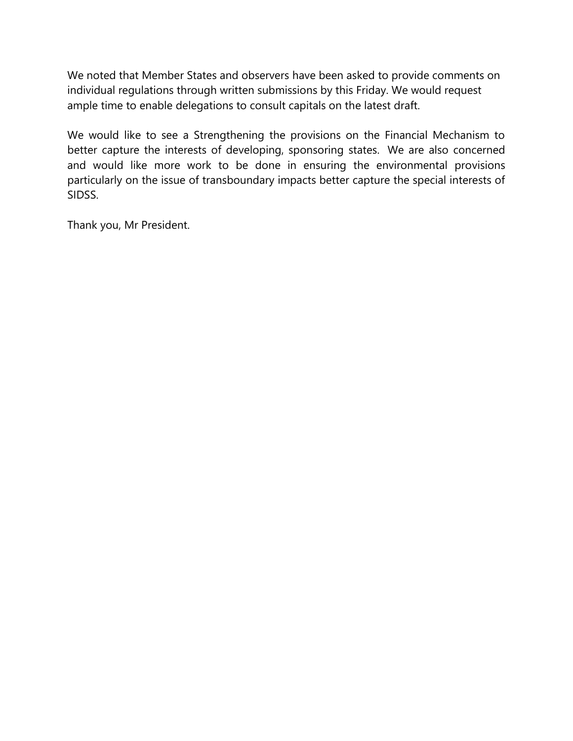We noted that Member States and observers have been asked to provide comments on individual regulations through written submissions by this Friday. We would request ample time to enable delegations to consult capitals on the latest draft.

We would like to see a Strengthening the provisions on the Financial Mechanism to better capture the interests of developing, sponsoring states. We are also concerned and would like more work to be done in ensuring the environmental provisions particularly on the issue of transboundary impacts better capture the special interests of SIDSS.

Thank you, Mr President.